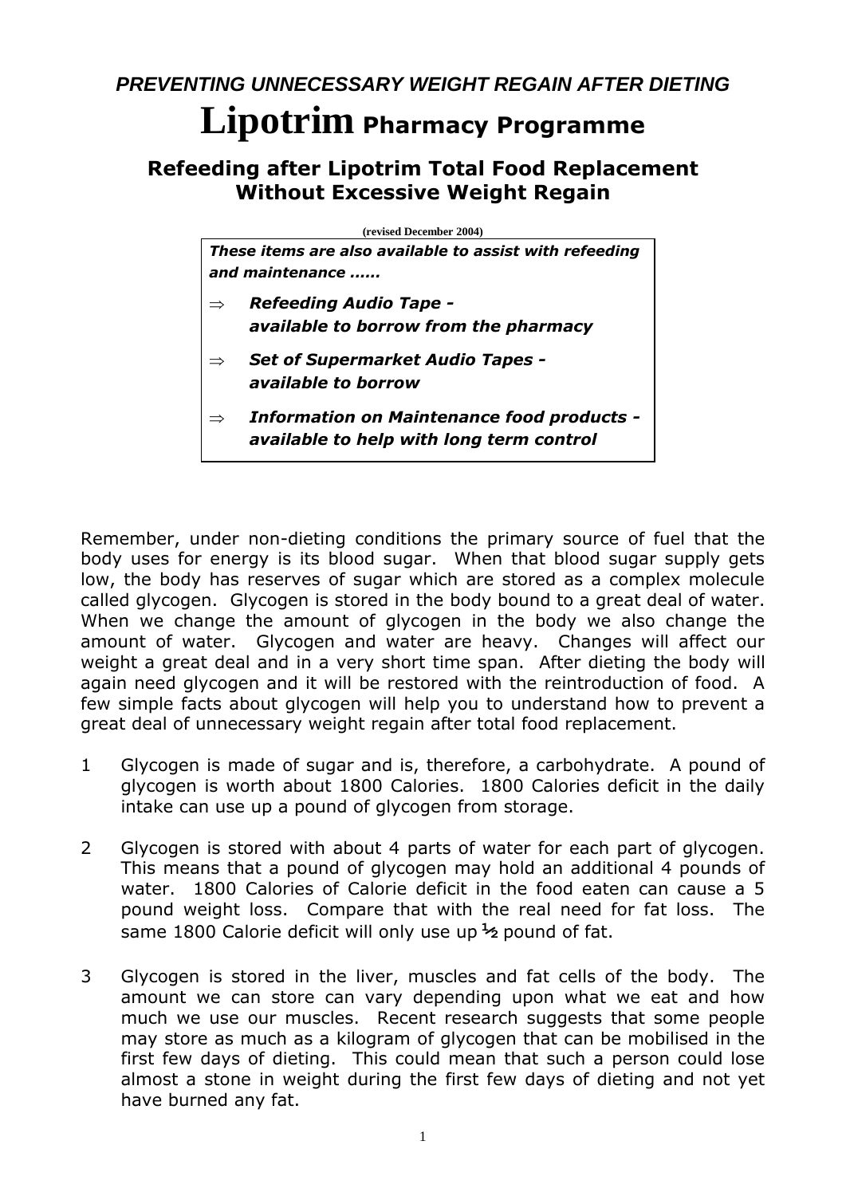***PREVENTING UNNECESSARY WEIGHT REGAIN AFTER DIETING***

# Lipotrim Pharmacy Programme

## Refeeding after Lipotrim Total Food Replacement Without Excessive Weight Regain

(revised December 2004)

***These items are also available to assist with refeeding and maintenance ……***

- ⇒ ***Refeeding Audio Tape - available to borrow from the pharmacy***
- ⇒ ***Set of Supermarket Audio Tapes - available to borrow***
- ⇒ ***Information on Maintenance food products - available to help with long term control***

Remember, under non-dieting conditions the primary source of fuel that the body uses for energy is its blood sugar. When that blood sugar supply gets low, the body has reserves of sugar which are stored as a complex molecule called glycogen. Glycogen is stored in the body bound to a great deal of water. When we change the amount of glycogen in the body we also change the amount of water. Glycogen and water are heavy. Changes will affect our weight a great deal and in a very short time span. After dieting the body will again need glycogen and it will be restored with the reintroduction of food. A few simple facts about glycogen will help you to understand how to prevent a great deal of unnecessary weight regain after total food replacement.

1. Glycogen is made of sugar and is, therefore, a carbohydrate. A pound of glycogen is worth about 1800 Calories. 1800 Calories deficit in the daily intake can use up a pound of glycogen from storage.

2. Glycogen is stored with about 4 parts of water for each part of glycogen. This means that a pound of glycogen may hold an additional 4 pounds of water. 1800 Calories of Calorie deficit in the food eaten can cause a 5 pound weight loss. Compare that with the real need for fat loss. The same 1800 Calorie deficit will only use up ½ pound of fat.

3. Glycogen is stored in the liver, muscles and fat cells of the body. The amount we can store can vary depending upon what we eat and how much we use our muscles. Recent research suggests that some people may store as much as a kilogram of glycogen that can be mobilised in the first few days of dieting. This could mean that such a person could lose almost a stone in weight during the first few days of dieting and not yet have burned any fat.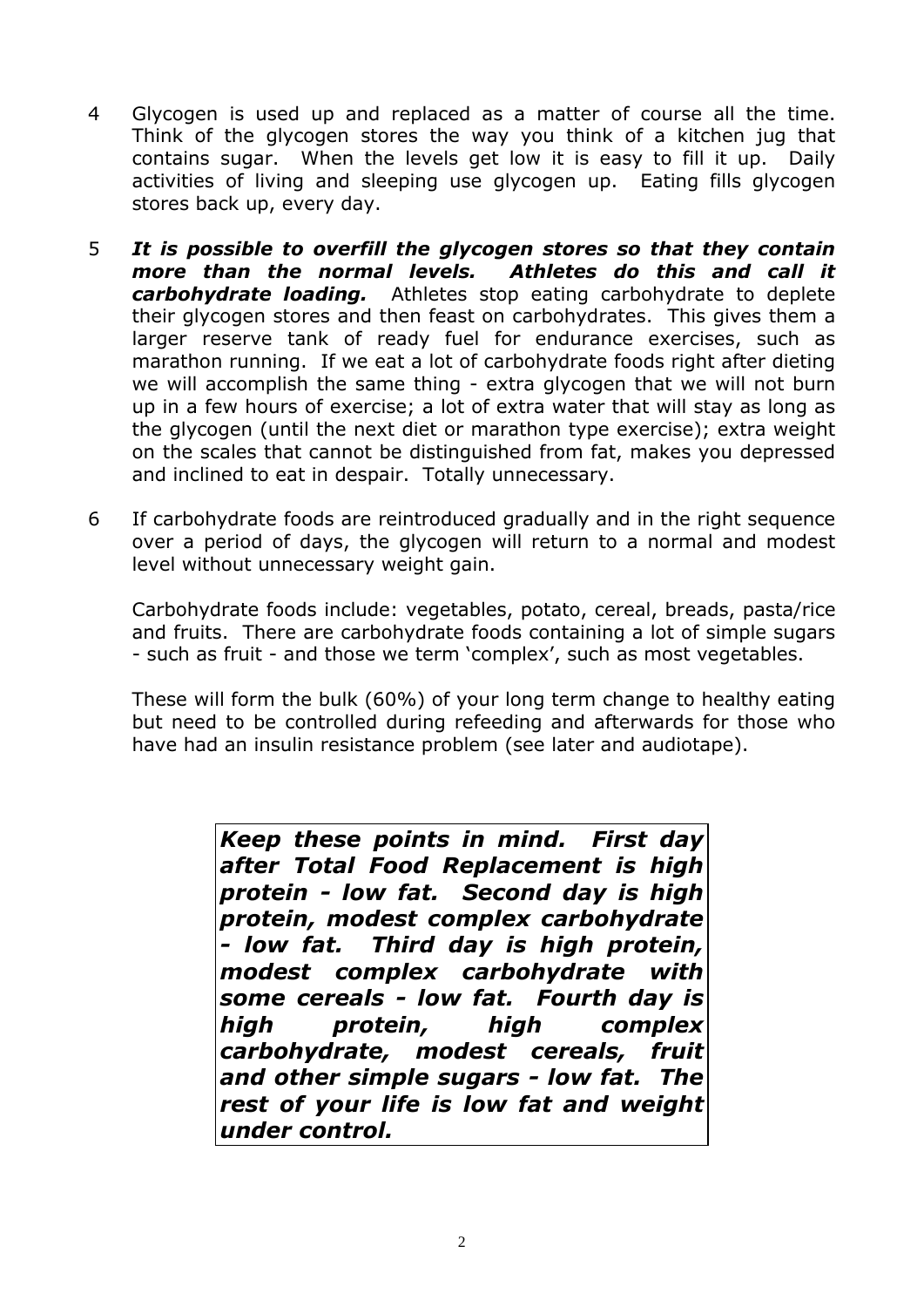4 Glycogen is used up and replaced as a matter of course all the time. Think of the glycogen stores the way you think of a kitchen jug that contains sugar. When the levels get low it is easy to fill it up. Daily activities of living and sleeping use glycogen up. Eating fills glycogen stores back up, every day.

5 ***It is possible to overfill the glycogen stores so that they contain more than the normal levels. Athletes do this and call it carbohydrate loading.*** Athletes stop eating carbohydrate to deplete their glycogen stores and then feast on carbohydrates. This gives them a larger reserve tank of ready fuel for endurance exercises, such as marathon running. If we eat a lot of carbohydrate foods right after dieting we will accomplish the same thing - extra glycogen that we will not burn up in a few hours of exercise; a lot of extra water that will stay as long as the glycogen (until the next diet or marathon type exercise); extra weight on the scales that cannot be distinguished from fat, makes you depressed and inclined to eat in despair. Totally unnecessary.

6 If carbohydrate foods are reintroduced gradually and in the right sequence over a period of days, the glycogen will return to a normal and modest level without unnecessary weight gain.

Carbohydrate foods include: vegetables, potato, cereal, breads, pasta/rice and fruits. There are carbohydrate foods containing a lot of simple sugars - such as fruit - and those we term 'complex', such as most vegetables.

These will form the bulk (60%) of your long term change to healthy eating but need to be controlled during refeeding and afterwards for those who have had an insulin resistance problem (see later and audiotape).

***Keep these points in mind. First day after Total Food Replacement is high protein - low fat. Second day is high protein, modest complex carbohydrate - low fat. Third day is high protein, modest complex carbohydrate with some cereals - low fat. Fourth day is high protein, high complex carbohydrate, modest cereals, fruit and other simple sugars - low fat. The rest of your life is low fat and weight under control.***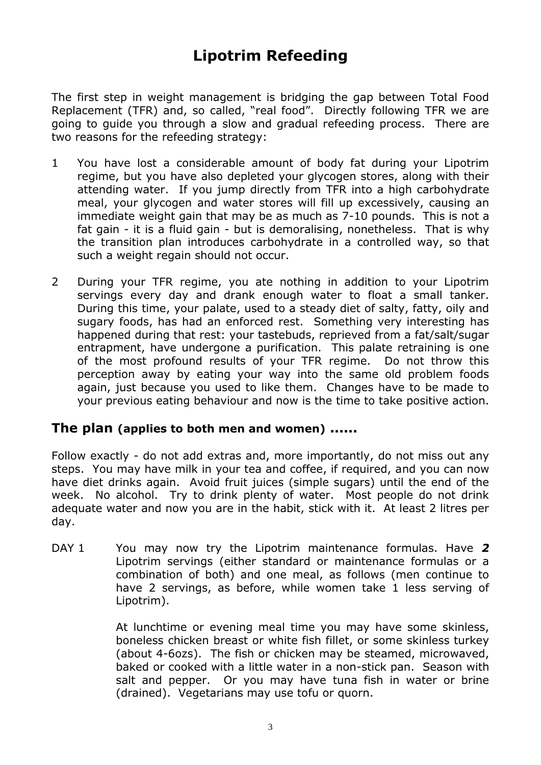# Lipotrim Refeeding

The first step in weight management is bridging the gap between Total Food Replacement (TFR) and, so called, "real food". Directly following TFR we are going to guide you through a slow and gradual refeeding process. There are two reasons for the refeeding strategy:

1. You have lost a considerable amount of body fat during your Lipotrim regime, but you have also depleted your glycogen stores, along with their attending water. If you jump directly from TFR into a high carbohydrate meal, your glycogen and water stores will fill up excessively, causing an immediate weight gain that may be as much as 7-10 pounds. This is not a fat gain - it is a fluid gain - but is demoralising, nonetheless. That is why the transition plan introduces carbohydrate in a controlled way, so that such a weight regain should not occur.

2. During your TFR regime, you ate nothing in addition to your Lipotrim servings every day and drank enough water to float a small tanker. During this time, your palate, used to a steady diet of salty, fatty, oily and sugary foods, has had an enforced rest. Something very interesting has happened during that rest: your tastebuds, reprieved from a fat/salt/sugar entrapment, have undergone a purification. This palate retraining is one of the most profound results of your TFR regime. Do not throw this perception away by eating your way into the same old problem foods again, just because you used to like them. Changes have to be made to your previous eating behaviour and now is the time to take positive action.

## The plan (applies to both men and women) ......

Follow exactly - do not add extras and, more importantly, do not miss out any steps. You may have milk in your tea and coffee, if required, and you can now have diet drinks again. Avoid fruit juices (simple sugars) until the end of the week. No alcohol. Try to drink plenty of water. Most people do not drink adequate water and now you are in the habit, stick with it. At least 2 litres per day.

DAY 1 You may now try the Lipotrim maintenance formulas. Have ***2*** Lipotrim servings (either standard or maintenance formulas or a combination of both) and one meal, as follows (men continue to have 2 servings, as before, while women take 1 less serving of Lipotrim).

At lunchtime or evening meal time you may have some skinless, boneless chicken breast or white fish fillet, or some skinless turkey (about 4-6ozs). The fish or chicken may be steamed, microwaved, baked or cooked with a little water in a non-stick pan. Season with salt and pepper. Or you may have tuna fish in water or brine (drained). Vegetarians may use tofu or quorn.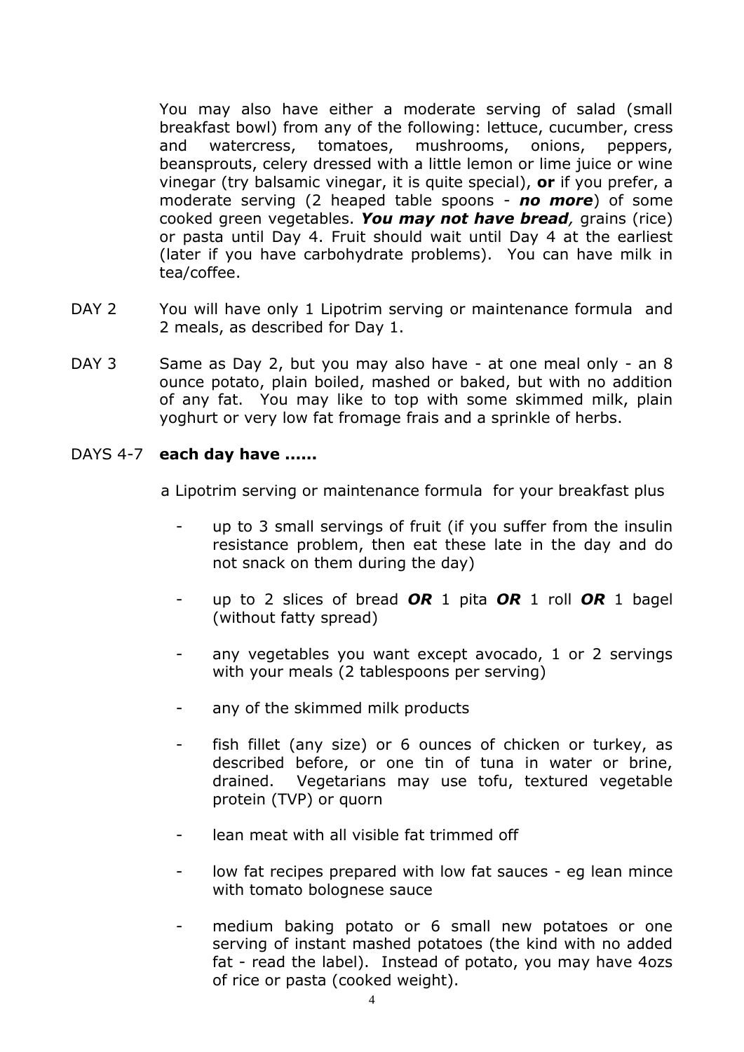You may also have either a moderate serving of salad (small breakfast bowl) from any of the following: lettuce, cucumber, cress and watercress, tomatoes, mushrooms, onions, peppers, beansprouts, celery dressed with a little lemon or lime juice or wine vinegar (try balsamic vinegar, it is quite special), **or** if you prefer, a moderate serving (2 heaped table spoons - ***no more***) of some cooked green vegetables. ***You may not have bread,*** grains (rice) or pasta until Day 4. Fruit should wait until Day 4 at the earliest (later if you have carbohydrate problems). You can have milk in tea/coffee.

DAY 2 You will have only 1 Lipotrim serving or maintenance formula and 2 meals, as described for Day 1.

DAY 3 Same as Day 2, but you may also have - at one meal only - an 8 ounce potato, plain boiled, mashed or baked, but with no addition of any fat. You may like to top with some skimmed milk, plain yoghurt or very low fat fromage frais and a sprinkle of herbs.

DAYS 4-7 **each day have ……**

a Lipotrim serving or maintenance formula for your breakfast plus

- up to 3 small servings of fruit (if you suffer from the insulin resistance problem, then eat these late in the day and do not snack on them during the day)
- up to 2 slices of bread ***OR*** 1 pita ***OR*** 1 roll ***OR*** 1 bagel (without fatty spread)
- any vegetables you want except avocado, 1 or 2 servings with your meals (2 tablespoons per serving)
- any of the skimmed milk products
- fish fillet (any size) or 6 ounces of chicken or turkey, as described before, or one tin of tuna in water or brine, drained. Vegetarians may use tofu, textured vegetable protein (TVP) or quorn
- lean meat with all visible fat trimmed off
- low fat recipes prepared with low fat sauces - eg lean mince with tomato bolognese sauce
- medium baking potato or 6 small new potatoes or one serving of instant mashed potatoes (the kind with no added fat - read the label). Instead of potato, you may have 4ozs of rice or pasta (cooked weight).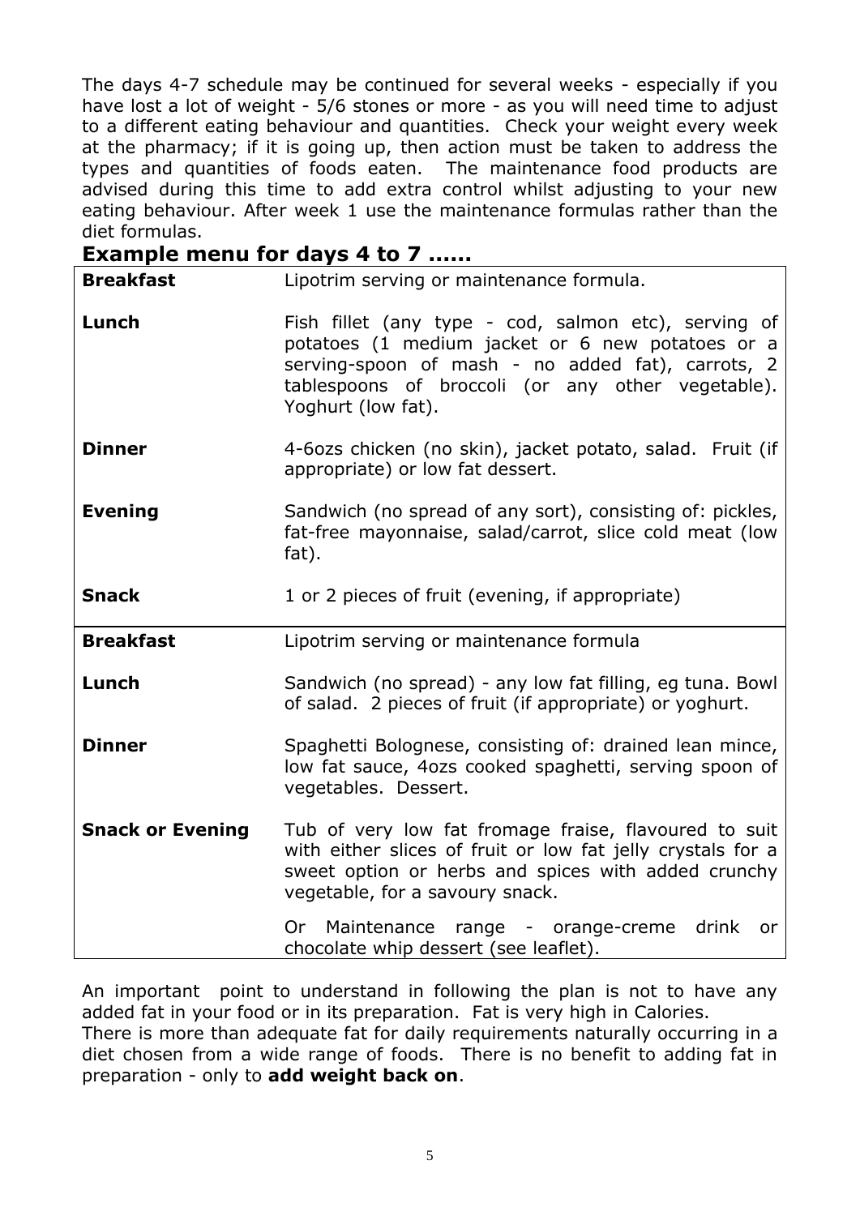The days 4-7 schedule may be continued for several weeks - especially if you have lost a lot of weight - 5/6 stones or more - as you will need time to adjust to a different eating behaviour and quantities. Check your weight every week at the pharmacy; if it is going up, then action must be taken to address the types and quantities of foods eaten. The maintenance food products are advised during this time to add extra control whilst adjusting to your new eating behaviour. After week 1 use the maintenance formulas rather than the diet formulas.

## Example menu for days 4 to 7 ......

| | |
|---|---|
| **Breakfast** | Lipotrim serving or maintenance formula. |
| **Lunch** | Fish fillet (any type - cod, salmon etc), serving of potatoes (1 medium jacket or 6 new potatoes or a serving-spoon of mash - no added fat), carrots, 2 tablespoons of broccoli (or any other vegetable). Yoghurt (low fat). |
| **Dinner** | 4-6ozs chicken (no skin), jacket potato, salad. Fruit (if appropriate) or low fat dessert. |
| **Evening** | Sandwich (no spread of any sort), consisting of: pickles, fat-free mayonnaise, salad/carrot, slice cold meat (low fat). |
| **Snack** | 1 or 2 pieces of fruit (evening, if appropriate) |
| **Breakfast** | Lipotrim serving or maintenance formula |
| **Lunch** | Sandwich (no spread) - any low fat filling, eg tuna. Bowl of salad. 2 pieces of fruit (if appropriate) or yoghurt. |
| **Dinner** | Spaghetti Bolognese, consisting of: drained lean mince, low fat sauce, 4ozs cooked spaghetti, serving spoon of vegetables. Dessert. |
| **Snack or Evening** | Tub of very low fat fromage fraise, flavoured to suit with either slices of fruit or low fat jelly crystals for a sweet option or herbs and spices with added crunchy vegetable, for a savoury snack. Or Maintenance range - orange-creme drink or chocolate whip dessert (see leaflet). |

An important point to understand in following the plan is not to have any added fat in your food or in its preparation. Fat is very high in Calories. There is more than adequate fat for daily requirements naturally occurring in a diet chosen from a wide range of foods. There is no benefit to adding fat in preparation - only to **add weight back on**.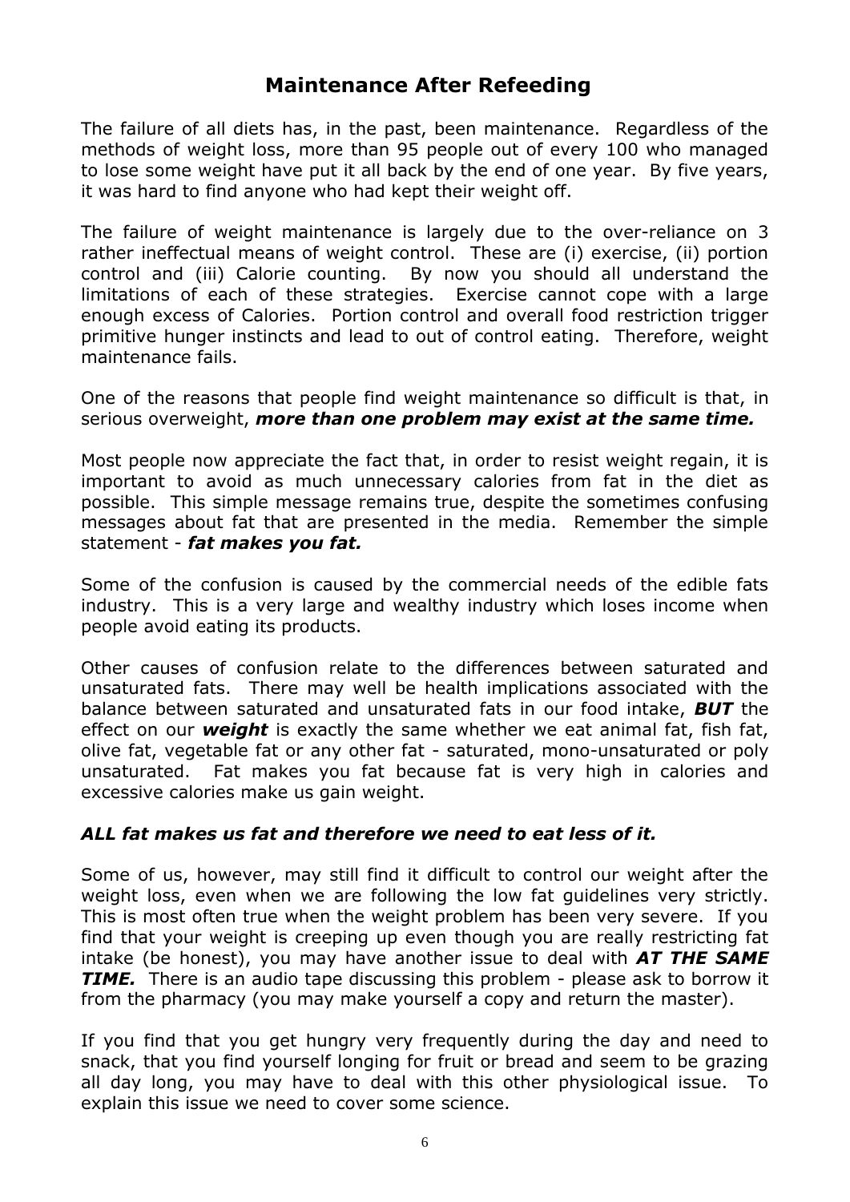# Maintenance After Refeeding

The failure of all diets has, in the past, been maintenance. Regardless of the methods of weight loss, more than 95 people out of every 100 who managed to lose some weight have put it all back by the end of one year. By five years, it was hard to find anyone who had kept their weight off.

The failure of weight maintenance is largely due to the over-reliance on 3 rather ineffectual means of weight control. These are (i) exercise, (ii) portion control and (iii) Calorie counting. By now you should all understand the limitations of each of these strategies. Exercise cannot cope with a large enough excess of Calories. Portion control and overall food restriction trigger primitive hunger instincts and lead to out of control eating. Therefore, weight maintenance fails.

One of the reasons that people find weight maintenance so difficult is that, in serious overweight, ***more than one problem may exist at the same time.***

Most people now appreciate the fact that, in order to resist weight regain, it is important to avoid as much unnecessary calories from fat in the diet as possible. This simple message remains true, despite the sometimes confusing messages about fat that are presented in the media. Remember the simple statement - ***fat makes you fat.***

Some of the confusion is caused by the commercial needs of the edible fats industry. This is a very large and wealthy industry which loses income when people avoid eating its products.

Other causes of confusion relate to the differences between saturated and unsaturated fats. There may well be health implications associated with the balance between saturated and unsaturated fats in our food intake, ***BUT*** the effect on our ***weight*** is exactly the same whether we eat animal fat, fish fat, olive fat, vegetable fat or any other fat - saturated, mono-unsaturated or poly unsaturated. Fat makes you fat because fat is very high in calories and excessive calories make us gain weight.

***ALL fat makes us fat and therefore we need to eat less of it.***

Some of us, however, may still find it difficult to control our weight after the weight loss, even when we are following the low fat guidelines very strictly. This is most often true when the weight problem has been very severe. If you find that your weight is creeping up even though you are really restricting fat intake (be honest), you may have another issue to deal with ***AT THE SAME TIME.*** There is an audio tape discussing this problem - please ask to borrow it from the pharmacy (you may make yourself a copy and return the master).

If you find that you get hungry very frequently during the day and need to snack, that you find yourself longing for fruit or bread and seem to be grazing all day long, you may have to deal with this other physiological issue. To explain this issue we need to cover some science.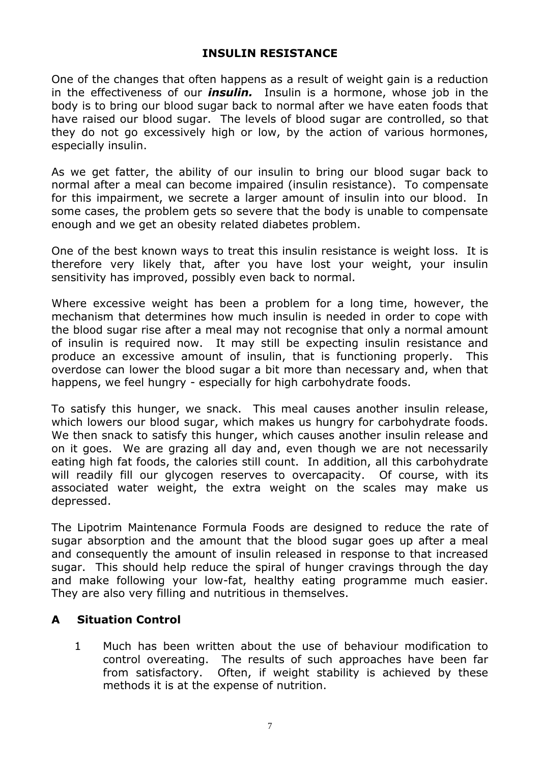## INSULIN RESISTANCE

One of the changes that often happens as a result of weight gain is a reduction in the effectiveness of our ***insulin.*** Insulin is a hormone, whose job in the body is to bring our blood sugar back to normal after we have eaten foods that have raised our blood sugar. The levels of blood sugar are controlled, so that they do not go excessively high or low, by the action of various hormones, especially insulin.

As we get fatter, the ability of our insulin to bring our blood sugar back to normal after a meal can become impaired (insulin resistance). To compensate for this impairment, we secrete a larger amount of insulin into our blood. In some cases, the problem gets so severe that the body is unable to compensate enough and we get an obesity related diabetes problem.

One of the best known ways to treat this insulin resistance is weight loss. It is therefore very likely that, after you have lost your weight, your insulin sensitivity has improved, possibly even back to normal.

Where excessive weight has been a problem for a long time, however, the mechanism that determines how much insulin is needed in order to cope with the blood sugar rise after a meal may not recognise that only a normal amount of insulin is required now. It may still be expecting insulin resistance and produce an excessive amount of insulin, that is functioning properly. This overdose can lower the blood sugar a bit more than necessary and, when that happens, we feel hungry - especially for high carbohydrate foods.

To satisfy this hunger, we snack. This meal causes another insulin release, which lowers our blood sugar, which makes us hungry for carbohydrate foods. We then snack to satisfy this hunger, which causes another insulin release and on it goes. We are grazing all day and, even though we are not necessarily eating high fat foods, the calories still count. In addition, all this carbohydrate will readily fill our glycogen reserves to overcapacity. Of course, with its associated water weight, the extra weight on the scales may make us depressed.

The Lipotrim Maintenance Formula Foods are designed to reduce the rate of sugar absorption and the amount that the blood sugar goes up after a meal and consequently the amount of insulin released in response to that increased sugar. This should help reduce the spiral of hunger cravings through the day and make following your low-fat, healthy eating programme much easier. They are also very filling and nutritious in themselves.

### A Situation Control

1. Much has been written about the use of behaviour modification to control overeating. The results of such approaches have been far from satisfactory. Often, if weight stability is achieved by these methods it is at the expense of nutrition.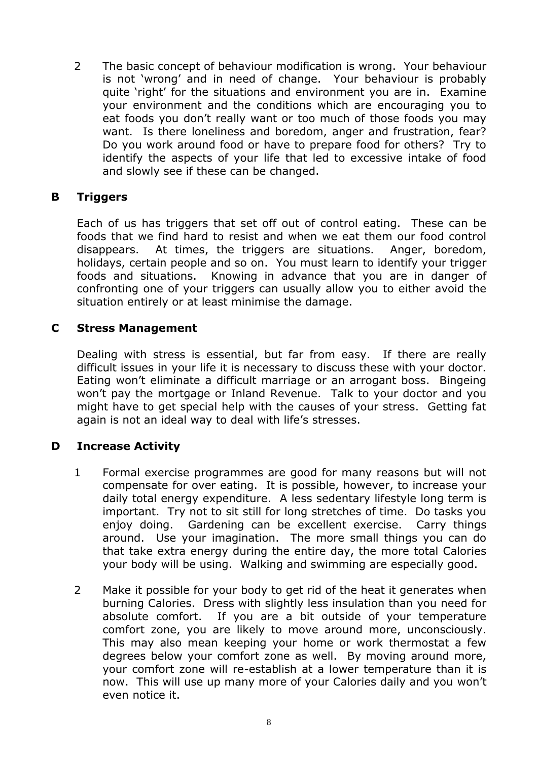2. The basic concept of behaviour modification is wrong. Your behaviour is not 'wrong' and in need of change. Your behaviour is probably quite 'right' for the situations and environment you are in. Examine your environment and the conditions which are encouraging you to eat foods you don't really want or too much of those foods you may want. Is there loneliness and boredom, anger and frustration, fear? Do you work around food or have to prepare food for others? Try to identify the aspects of your life that led to excessive intake of food and slowly see if these can be changed.

## B Triggers

Each of us has triggers that set off out of control eating. These can be foods that we find hard to resist and when we eat them our food control disappears. At times, the triggers are situations. Anger, boredom, holidays, certain people and so on. You must learn to identify your trigger foods and situations. Knowing in advance that you are in danger of confronting one of your triggers can usually allow you to either avoid the situation entirely or at least minimise the damage.

## C Stress Management

Dealing with stress is essential, but far from easy. If there are really difficult issues in your life it is necessary to discuss these with your doctor. Eating won't eliminate a difficult marriage or an arrogant boss. Bingeing won't pay the mortgage or Inland Revenue. Talk to your doctor and you might have to get special help with the causes of your stress. Getting fat again is not an ideal way to deal with life's stresses.

## D Increase Activity

1. Formal exercise programmes are good for many reasons but will not compensate for over eating. It is possible, however, to increase your daily total energy expenditure. A less sedentary lifestyle long term is important. Try not to sit still for long stretches of time. Do tasks you enjoy doing. Gardening can be excellent exercise. Carry things around. Use your imagination. The more small things you can do that take extra energy during the entire day, the more total Calories your body will be using. Walking and swimming are especially good.

2. Make it possible for your body to get rid of the heat it generates when burning Calories. Dress with slightly less insulation than you need for absolute comfort. If you are a bit outside of your temperature comfort zone, you are likely to move around more, unconsciously. This may also mean keeping your home or work thermostat a few degrees below your comfort zone as well. By moving around more, your comfort zone will re-establish at a lower temperature than it is now. This will use up many more of your Calories daily and you won't even notice it.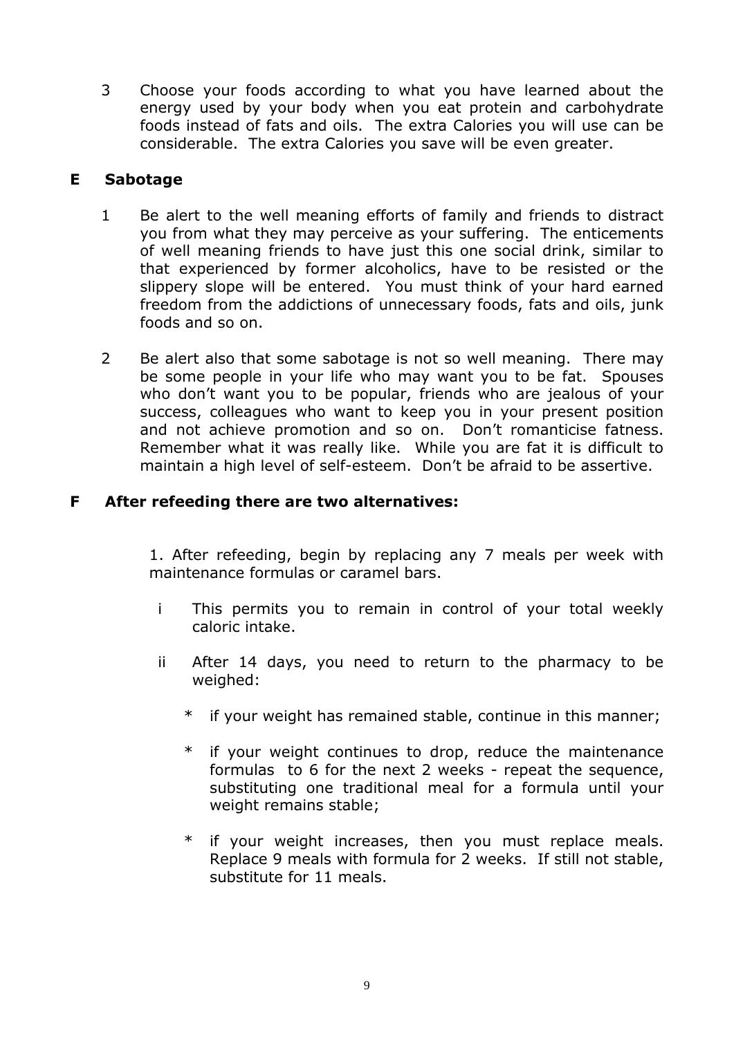3 Choose your foods according to what you have learned about the energy used by your body when you eat protein and carbohydrate foods instead of fats and oils. The extra Calories you will use can be considerable. The extra Calories you save will be even greater.

## E Sabotage

1 Be alert to the well meaning efforts of family and friends to distract you from what they may perceive as your suffering. The enticements of well meaning friends to have just this one social drink, similar to that experienced by former alcoholics, have to be resisted or the slippery slope will be entered. You must think of your hard earned freedom from the addictions of unnecessary foods, fats and oils, junk foods and so on.

2 Be alert also that some sabotage is not so well meaning. There may be some people in your life who may want you to be fat. Spouses who don't want you to be popular, friends who are jealous of your success, colleagues who want to keep you in your present position and not achieve promotion and so on. Don't romanticise fatness. Remember what it was really like. While you are fat it is difficult to maintain a high level of self-esteem. Don't be afraid to be assertive.

## F After refeeding there are two alternatives:

1. After refeeding, begin by replacing any 7 meals per week with maintenance formulas or caramel bars.

   i This permits you to remain in control of your total weekly caloric intake.

   ii After 14 days, you need to return to the pharmacy to be weighed:

      * if your weight has remained stable, continue in this manner;

      * if your weight continues to drop, reduce the maintenance formulas to 6 for the next 2 weeks - repeat the sequence, substituting one traditional meal for a formula until your weight remains stable;

      * if your weight increases, then you must replace meals. Replace 9 meals with formula for 2 weeks. If still not stable, substitute for 11 meals.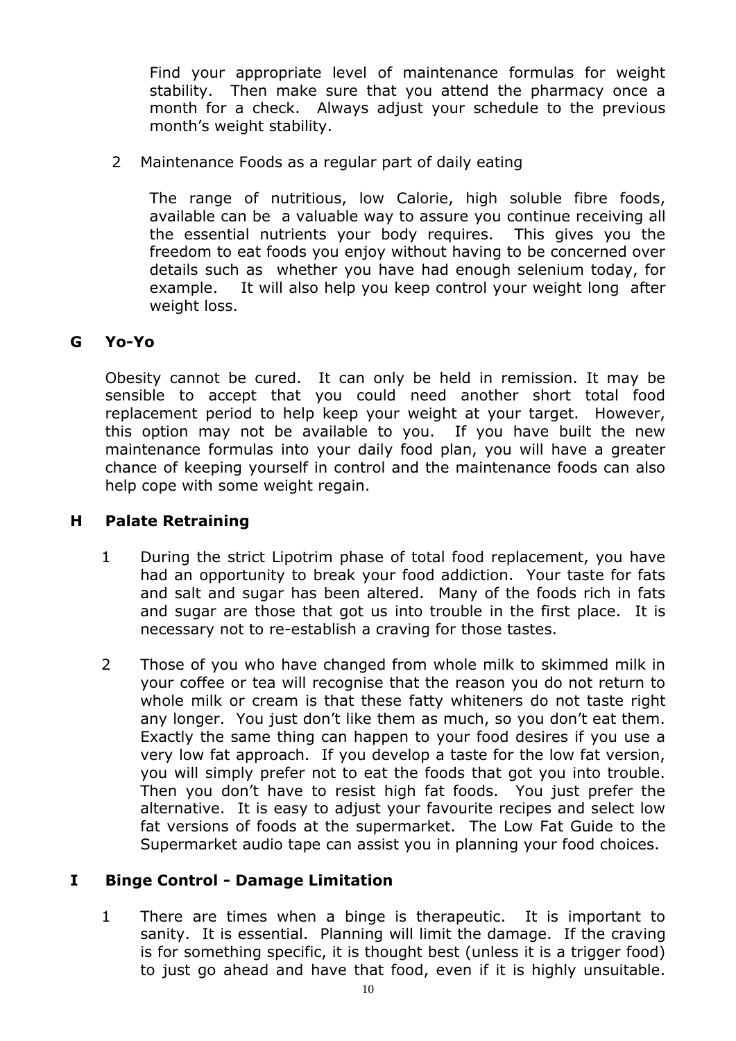Find your appropriate level of maintenance formulas for weight stability. Then make sure that you attend the pharmacy once a month for a check. Always adjust your schedule to the previous month's weight stability.

2 Maintenance Foods as a regular part of daily eating

The range of nutritious, low Calorie, high soluble fibre foods, available can be a valuable way to assure you continue receiving all the essential nutrients your body requires. This gives you the freedom to eat foods you enjoy without having to be concerned over details such as whether you have had enough selenium today, for example. It will also help you keep control your weight long after weight loss.

## G Yo-Yo

Obesity cannot be cured. It can only be held in remission. It may be sensible to accept that you could need another short total food replacement period to help keep your weight at your target. However, this option may not be available to you. If you have built the new maintenance formulas into your daily food plan, you will have a greater chance of keeping yourself in control and the maintenance foods can also help cope with some weight regain.

## H Palate Retraining

1 During the strict Lipotrim phase of total food replacement, you have had an opportunity to break your food addiction. Your taste for fats and salt and sugar has been altered. Many of the foods rich in fats and sugar are those that got us into trouble in the first place. It is necessary not to re-establish a craving for those tastes.

2 Those of you who have changed from whole milk to skimmed milk in your coffee or tea will recognise that the reason you do not return to whole milk or cream is that these fatty whiteners do not taste right any longer. You just don't like them as much, so you don't eat them. Exactly the same thing can happen to your food desires if you use a very low fat approach. If you develop a taste for the low fat version, you will simply prefer not to eat the foods that got you into trouble. Then you don't have to resist high fat foods. You just prefer the alternative. It is easy to adjust your favourite recipes and select low fat versions of foods at the supermarket. The Low Fat Guide to the Supermarket audio tape can assist you in planning your food choices.

## I Binge Control - Damage Limitation

1 There are times when a binge is therapeutic. It is important to sanity. It is essential. Planning will limit the damage. If the craving is for something specific, it is thought best (unless it is a trigger food) to just go ahead and have that food, even if it is highly unsuitable.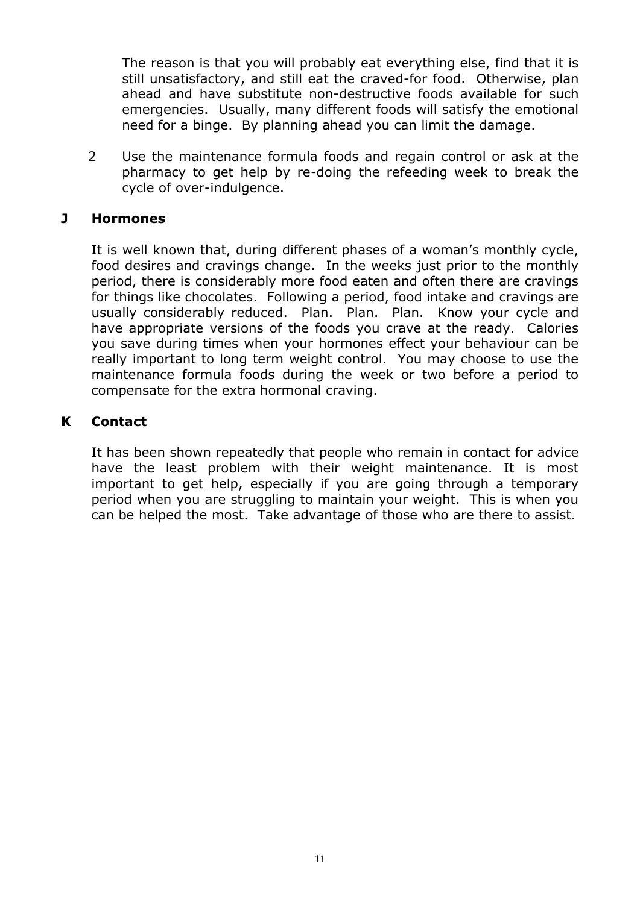The reason is that you will probably eat everything else, find that it is still unsatisfactory, and still eat the craved-for food. Otherwise, plan ahead and have substitute non-destructive foods available for such emergencies. Usually, many different foods will satisfy the emotional need for a binge. By planning ahead you can limit the damage.

2. Use the maintenance formula foods and regain control or ask at the pharmacy to get help by re-doing the refeeding week to break the cycle of over-indulgence.

## J Hormones

It is well known that, during different phases of a woman's monthly cycle, food desires and cravings change. In the weeks just prior to the monthly period, there is considerably more food eaten and often there are cravings for things like chocolates. Following a period, food intake and cravings are usually considerably reduced. Plan. Plan. Plan. Know your cycle and have appropriate versions of the foods you crave at the ready. Calories you save during times when your hormones effect your behaviour can be really important to long term weight control. You may choose to use the maintenance formula foods during the week or two before a period to compensate for the extra hormonal craving.

## K Contact

It has been shown repeatedly that people who remain in contact for advice have the least problem with their weight maintenance. It is most important to get help, especially if you are going through a temporary period when you are struggling to maintain your weight. This is when you can be helped the most. Take advantage of those who are there to assist.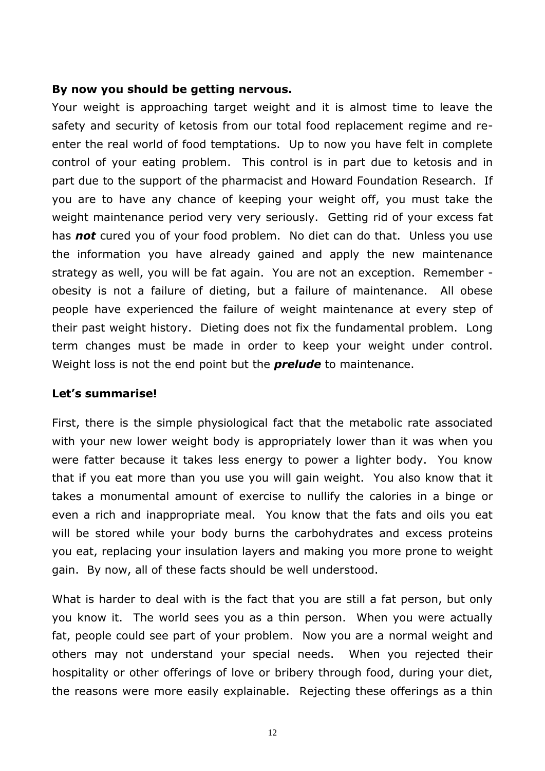**By now you should be getting nervous.**

Your weight is approaching target weight and it is almost time to leave the safety and security of ketosis from our total food replacement regime and re-enter the real world of food temptations. Up to now you have felt in complete control of your eating problem. This control is in part due to ketosis and in part due to the support of the pharmacist and Howard Foundation Research. If you are to have any chance of keeping your weight off, you must take the weight maintenance period very very seriously. Getting rid of your excess fat has ***not*** cured you of your food problem. No diet can do that. Unless you use the information you have already gained and apply the new maintenance strategy as well, you will be fat again. You are not an exception. Remember - obesity is not a failure of dieting, but a failure of maintenance. All obese people have experienced the failure of weight maintenance at every step of their past weight history. Dieting does not fix the fundamental problem. Long term changes must be made in order to keep your weight under control. Weight loss is not the end point but the ***prelude*** to maintenance.

**Let's summarise!**

First, there is the simple physiological fact that the metabolic rate associated with your new lower weight body is appropriately lower than it was when you were fatter because it takes less energy to power a lighter body. You know that if you eat more than you use you will gain weight. You also know that it takes a monumental amount of exercise to nullify the calories in a binge or even a rich and inappropriate meal. You know that the fats and oils you eat will be stored while your body burns the carbohydrates and excess proteins you eat, replacing your insulation layers and making you more prone to weight gain. By now, all of these facts should be well understood.

What is harder to deal with is the fact that you are still a fat person, but only you know it. The world sees you as a thin person. When you were actually fat, people could see part of your problem. Now you are a normal weight and others may not understand your special needs. When you rejected their hospitality or other offerings of love or bribery through food, during your diet, the reasons were more easily explainable. Rejecting these offerings as a thin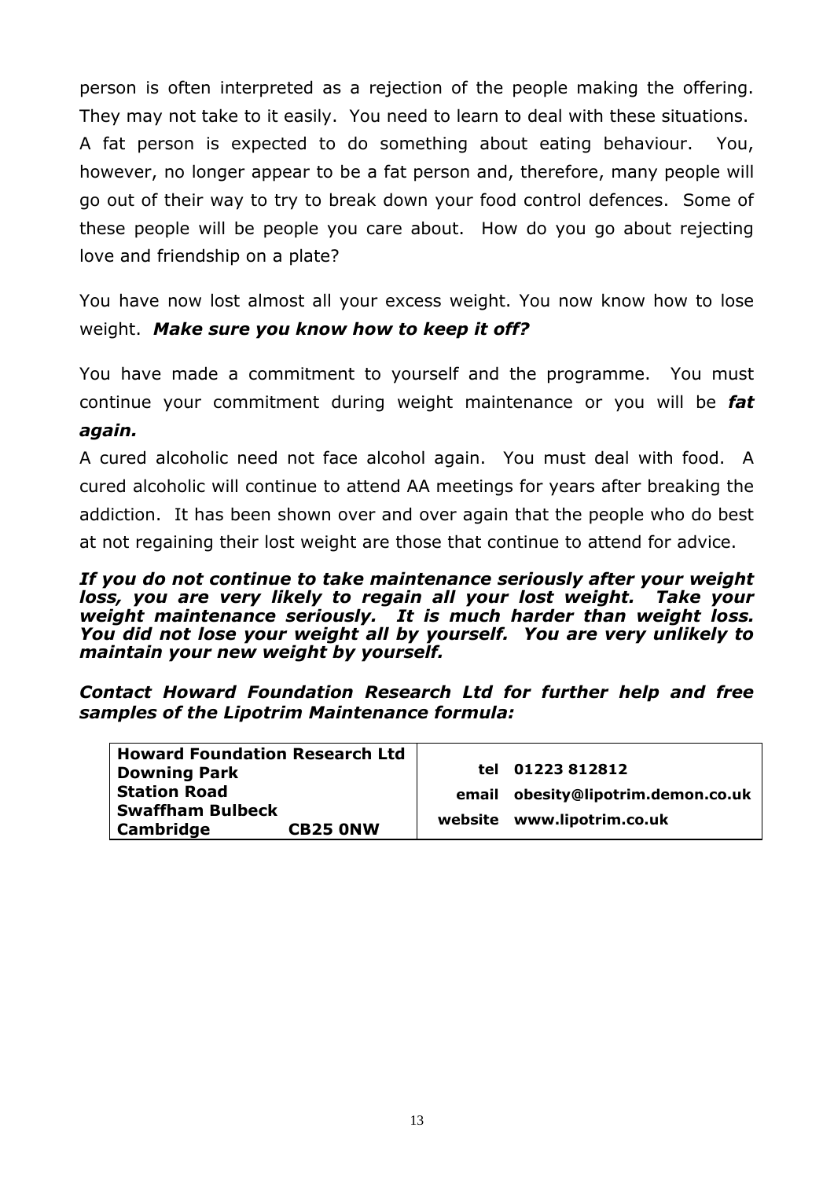person is often interpreted as a rejection of the people making the offering. They may not take to it easily. You need to learn to deal with these situations. A fat person is expected to do something about eating behaviour. You, however, no longer appear to be a fat person and, therefore, many people will go out of their way to try to break down your food control defences. Some of these people will be people you care about. How do you go about rejecting love and friendship on a plate?

You have now lost almost all your excess weight. You now know how to lose weight. ***Make sure you know how to keep it off?***

You have made a commitment to yourself and the programme. You must continue your commitment during weight maintenance or you will be ***fat again.***

A cured alcoholic need not face alcohol again. You must deal with food. A cured alcoholic will continue to attend AA meetings for years after breaking the addiction. It has been shown over and over again that the people who do best at not regaining their lost weight are those that continue to attend for advice.

***If you do not continue to take maintenance seriously after your weight loss, you are very likely to regain all your lost weight. Take your weight maintenance seriously. It is much harder than weight loss. You did not lose your weight all by yourself. You are very unlikely to maintain your new weight by yourself.***

***Contact Howard Foundation Research Ltd for further help and free samples of the Lipotrim Maintenance formula:***

| | |
|---|---|
| **Howard Foundation Research Ltd**<br>**Downing Park**<br>**Station Road**<br>**Swaffham Bulbeck**<br>**Cambridge CB25 0NW** | **tel 01223 812812**<br>**email obesity@lipotrim.demon.co.uk**<br>**website www.lipotrim.co.uk** |